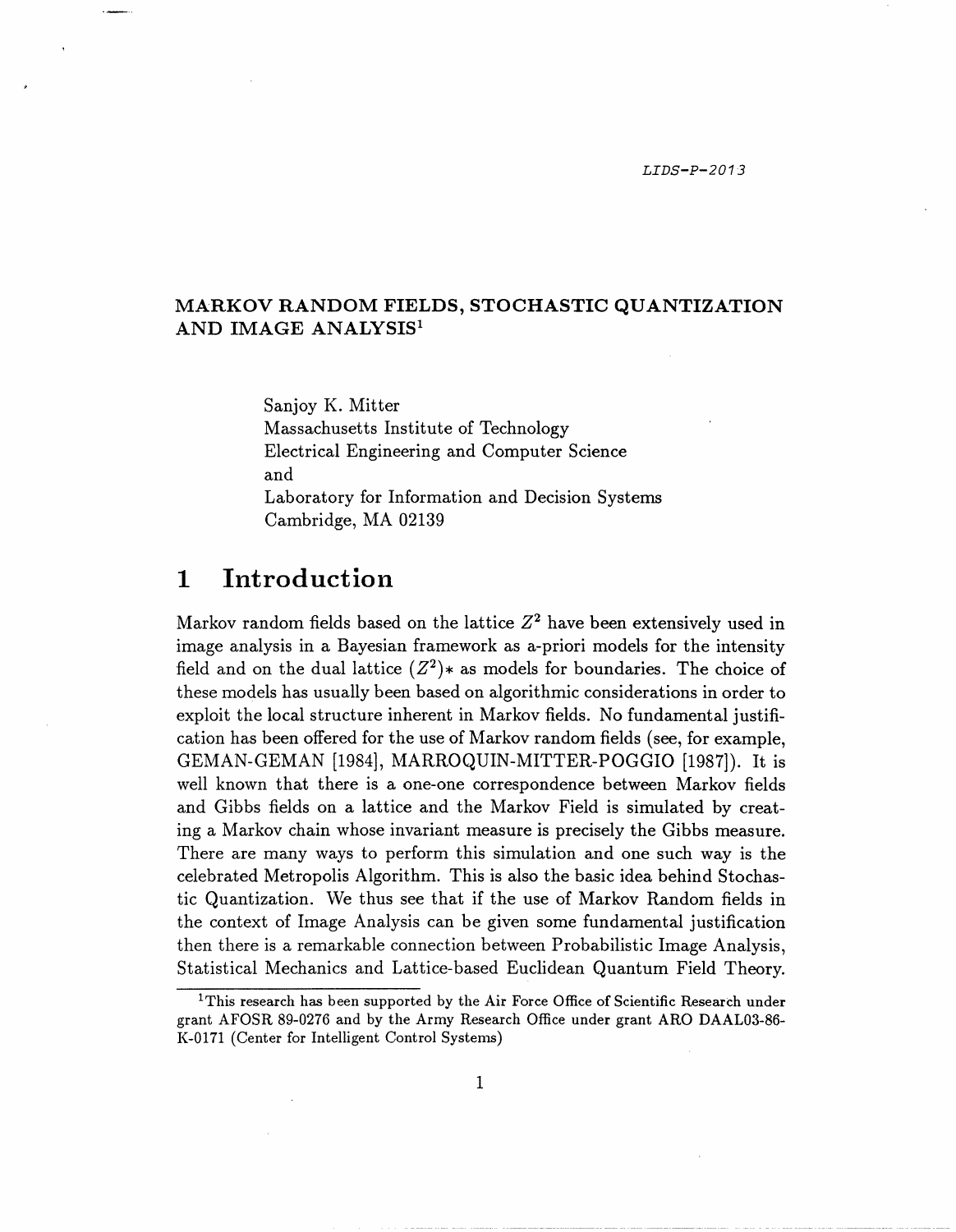LIDS-P-2013

# MARKOV RANDOM FIELDS, STOCHASTIC QUANTIZATION AND IMAGE ANALYSIS[1]

Sanjoy K. Mitter
Massachusetts Institute of Technology
Electrical Engineering and Computer Science
and
Laboratory for Information and Decision Systems
Cambridge, MA 02139

## 1 Introduction

Markov random fields based on the lattice $Z^2$ have been extensively used in image analysis in a Bayesian framework as a-priori models for the intensity field and on the dual lattice $(Z^2)*$ as models for boundaries. The choice of these models has usually been based on algorithmic considerations in order to exploit the local structure inherent in Markov fields. No fundamental justification has been offered for the use of Markov random fields (see, for example, GEMAN-GEMAN [1984], MARROQUIN-MITTER-POGGIO [1987]). It is well known that there is a one-one correspondence between Markov fields and Gibbs fields on a lattice and the Markov Field is simulated by creating a Markov chain whose invariant measure is precisely the Gibbs measure. There are many ways to perform this simulation and one such way is the celebrated Metropolis Algorithm. This is also the basic idea behind Stochastic Quantization. We thus see that if the use of Markov Random fields in the context of Image Analysis can be given some fundamental justification then there is a remarkable connection between Probabilistic Image Analysis, Statistical Mechanics and Lattice-based Euclidean Quantum Field Theory.

[1] This research has been supported by the Air Force Office of Scientific Research under grant AFOSR 89-0276 and by the Army Research Office under grant ARO DAAL03-86-K-0171 (Center for Intelligent Control Systems)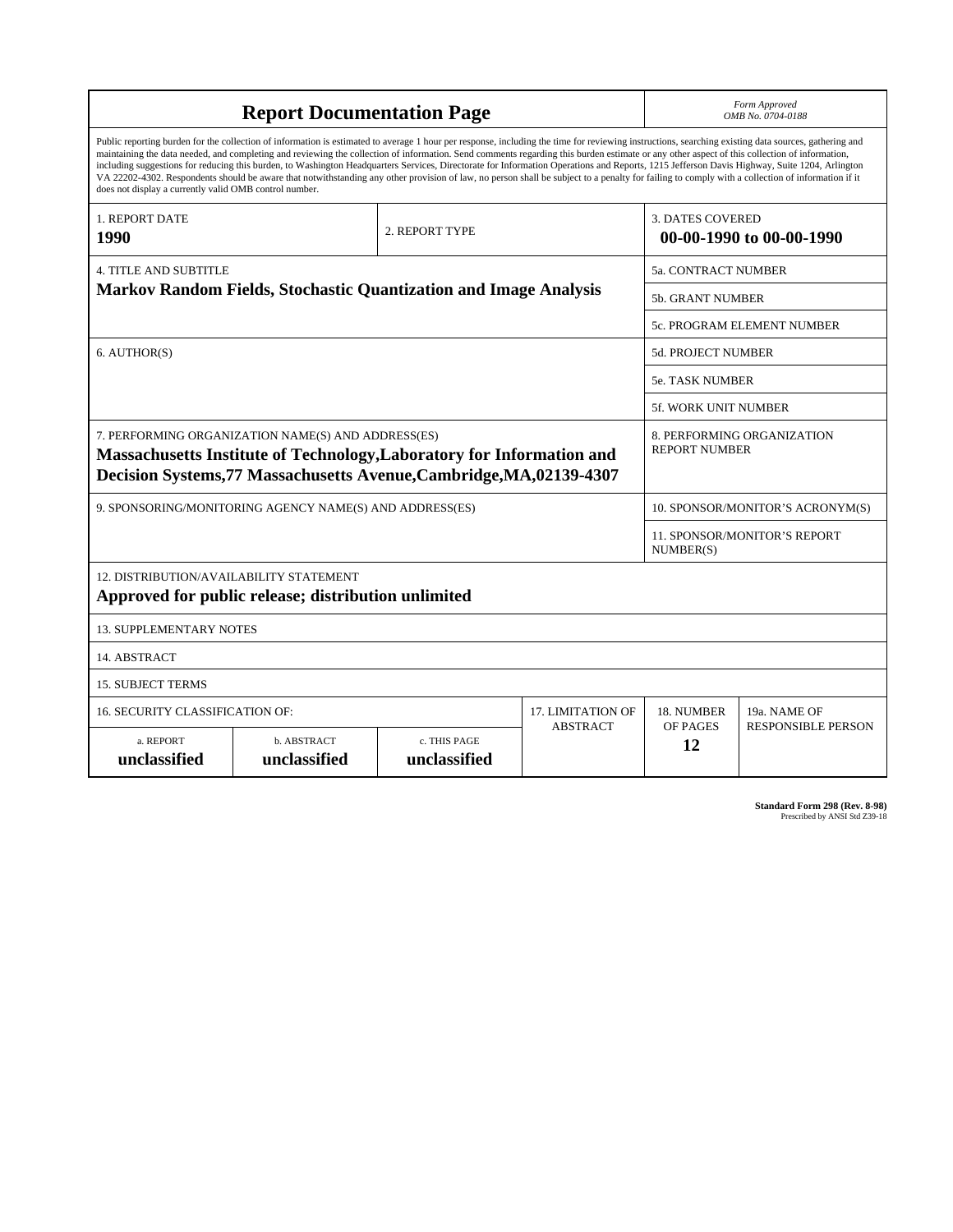# Report Documentation Page

*Form Approved*
*OMB No. 0704-0188*

Public reporting burden for the collection of information is estimated to average 1 hour per response, including the time for reviewing instructions, searching existing data sources, gathering and maintaining the data needed, and completing and reviewing the collection of information. Send comments regarding this burden estimate or any other aspect of this collection of information, including suggestions for reducing this burden, to Washington Headquarters Services, Directorate for Information Operations and Reports, 1215 Jefferson Davis Highway, Suite 1204, Arlington VA 22202-4302. Respondents should be aware that notwithstanding any other provision of law, no person shall be subject to a penalty for failing to comply with a collection of information if it does not display a currently valid OMB control number.

| 1. REPORT DATE | 2. REPORT TYPE | 3. DATES COVERED |
|---|---|---|
| **1990** | | **00-00-1990 to 00-00-1990** |

| 4. TITLE AND SUBTITLE | 5a. CONTRACT NUMBER |
|---|---|
| **Markov Random Fields, Stochastic Quantization and Image Analysis** | 5b. GRANT NUMBER |
| | 5c. PROGRAM ELEMENT NUMBER |
| 6. AUTHOR(S) | 5d. PROJECT NUMBER |
| | 5e. TASK NUMBER |
| | 5f. WORK UNIT NUMBER |
| 7. PERFORMING ORGANIZATION NAME(S) AND ADDRESS(ES) **Massachusetts Institute of Technology,Laboratory for Information and Decision Systems,77 Massachusetts Avenue,Cambridge,MA,02139-4307** | 8. PERFORMING ORGANIZATION REPORT NUMBER |
| 9. SPONSORING/MONITORING AGENCY NAME(S) AND ADDRESS(ES) | 10. SPONSOR/MONITOR'S ACRONYM(S) |
| | 11. SPONSOR/MONITOR'S REPORT NUMBER(S) |

12. DISTRIBUTION/AVAILABILITY STATEMENT
**Approved for public release; distribution unlimited**

13. SUPPLEMENTARY NOTES

14. ABSTRACT

15. SUBJECT TERMS

| 16. SECURITY CLASSIFICATION OF: | | | 17. LIMITATION OF ABSTRACT | 18. NUMBER OF PAGES | 19a. NAME OF RESPONSIBLE PERSON |
|---|---|---|---|---|---|
| a. REPORT | b. ABSTRACT | c. THIS PAGE | | | |
| **unclassified** | **unclassified** | **unclassified** | | **12** | |

**Standard Form 298 (Rev. 8-98)**
Prescribed by ANSI Std Z39-18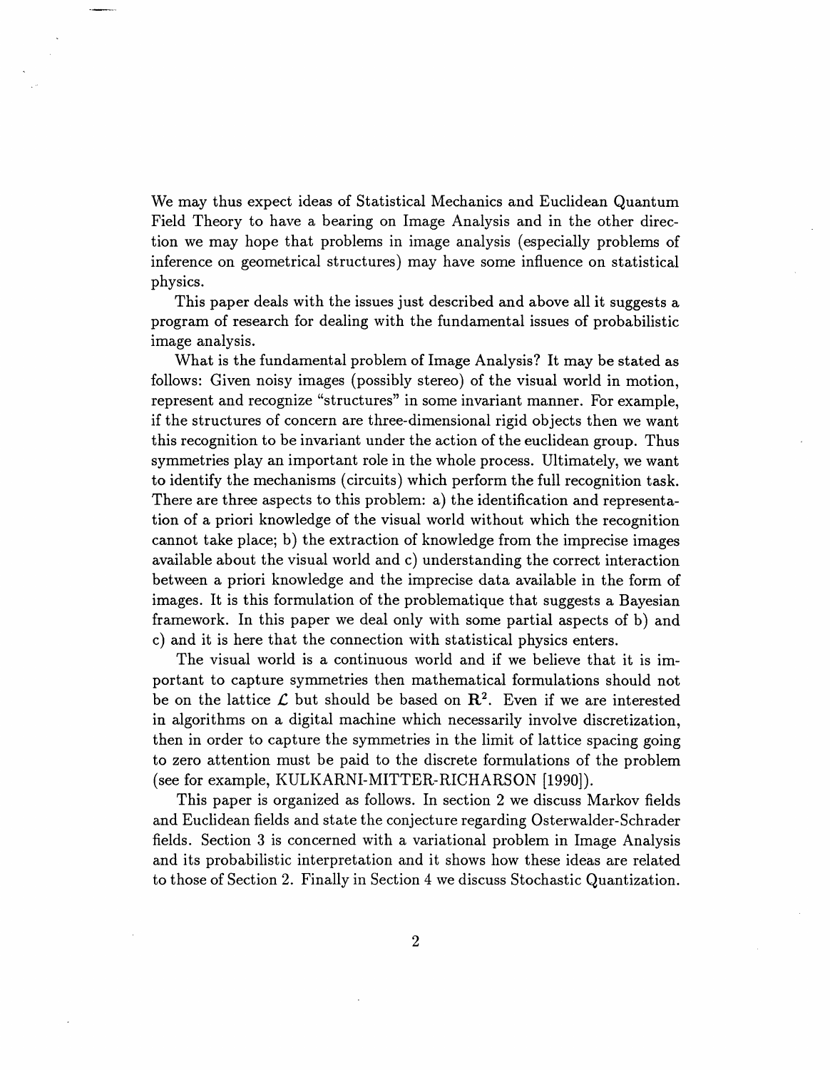We may thus expect ideas of Statistical Mechanics and Euclidean Quantum Field Theory to have a bearing on Image Analysis and in the other direction we may hope that problems in image analysis (especially problems of inference on geometrical structures) may have some influence on statistical physics.

This paper deals with the issues just described and above all it suggests a program of research for dealing with the fundamental issues of probabilistic image analysis.

What is the fundamental problem of Image Analysis? It may be stated as follows: Given noisy images (possibly stereo) of the visual world in motion, represent and recognize "structures" in some invariant manner. For example, if the structures of concern are three-dimensional rigid objects then we want this recognition to be invariant under the action of the euclidean group. Thus symmetries play an important role in the whole process. Ultimately, we want to identify the mechanisms (circuits) which perform the full recognition task. There are three aspects to this problem: a) the identification and representation of a priori knowledge of the visual world without which the recognition cannot take place; b) the extraction of knowledge from the imprecise images available about the visual world and c) understanding the correct interaction between a priori knowledge and the imprecise data available in the form of images. It is this formulation of the problematique that suggests a Bayesian framework. In this paper we deal only with some partial aspects of b) and c) and it is here that the connection with statistical physics enters.

The visual world is a continuous world and if we believe that it is important to capture symmetries then mathematical formulations should not be on the lattice $\mathcal{L}$ but should be based on $\mathbf{R}^2$. Even if we are interested in algorithms on a digital machine which necessarily involve discretization, then in order to capture the symmetries in the limit of lattice spacing going to zero attention must be paid to the discrete formulations of the problem (see for example, KULKARNI-MITTER-RICHARSON [1990]).

This paper is organized as follows. In section 2 we discuss Markov fields and Euclidean fields and state the conjecture regarding Osterwalder-Schrader fields. Section 3 is concerned with a variational problem in Image Analysis and its probabilistic interpretation and it shows how these ideas are related to those of Section 2. Finally in Section 4 we discuss Stochastic Quantization.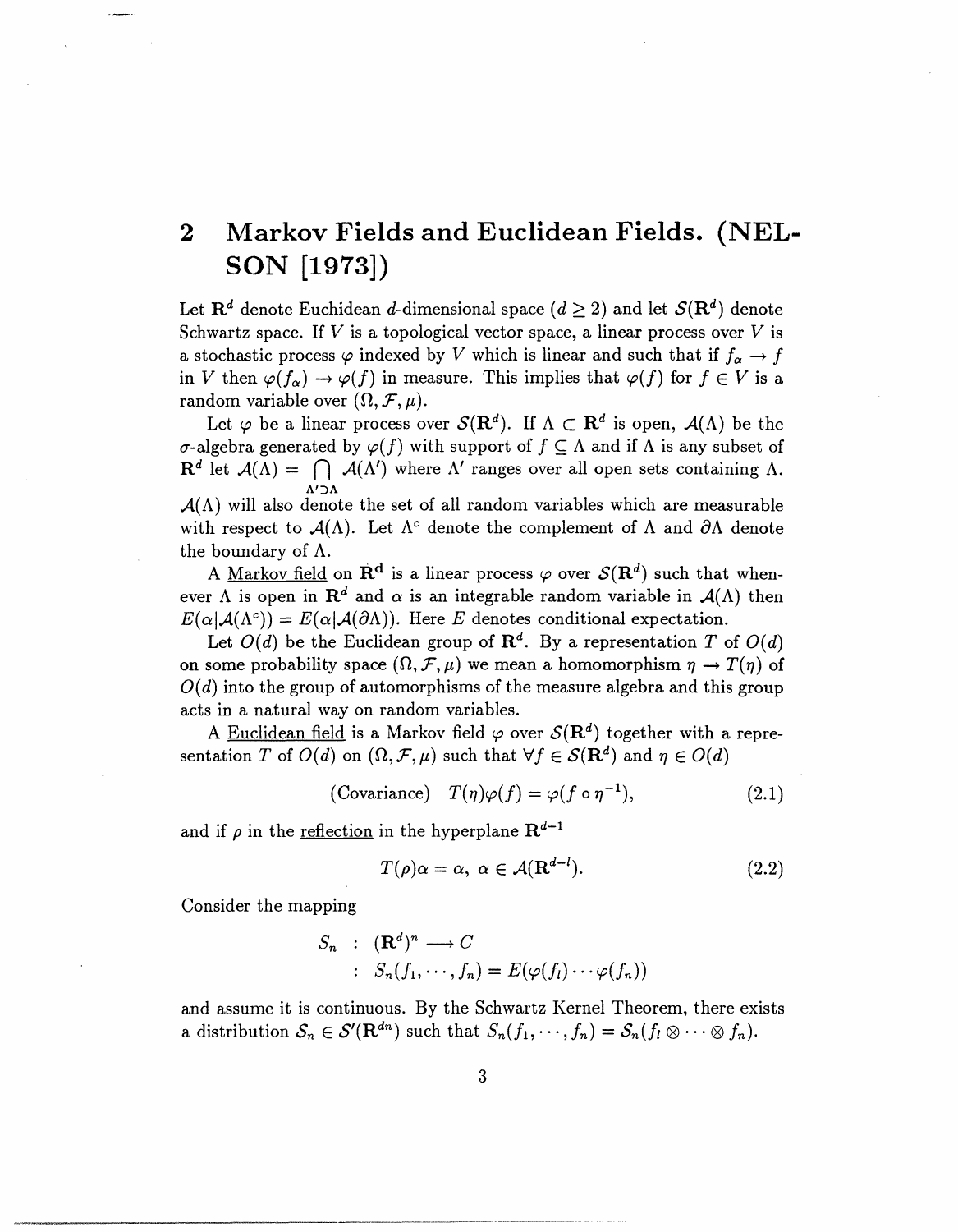## 2 Markov Fields and Euclidean Fields. (NELSON [1973])

Let $\mathbf{R}^d$ denote Euchidean $d$-dimensional space ($d \geq 2$) and let $\mathcal{S}(\mathbf{R}^d)$ denote Schwartz space. If $V$ is a topological vector space, a linear process over $V$ is a stochastic process $\varphi$ indexed by $V$ which is linear and such that if $f_\alpha \to f$ in $V$ then $\varphi(f_\alpha) \to \varphi(f)$ in measure. This implies that $\varphi(f)$ for $f \in V$ is a random variable over $(\Omega, \mathcal{F}, \mu)$.

Let $\varphi$ be a linear process over $\mathcal{S}(\mathbf{R}^d)$. If $\Lambda \subset \mathbf{R}^d$ is open, $\mathcal{A}(\Lambda)$ be the $\sigma$-algebra generated by $\varphi(f)$ with support of $f \subseteq \Lambda$ and if $\Lambda$ is any subset of $\mathbf{R}^d$ let $\mathcal{A}(\Lambda) = \bigcap_{\Lambda' \supset \Lambda} \mathcal{A}(\Lambda')$ where $\Lambda'$ ranges over all open sets containing $\Lambda$. $\mathcal{A}(\Lambda)$ will also denote the set of all random variables which are measurable with respect to $\mathcal{A}(\Lambda)$. Let $\Lambda^c$ denote the complement of $\Lambda$ and $\partial\Lambda$ denote the boundary of $\Lambda$.

A Markov field on $\mathbf{R}^d$ is a linear process $\varphi$ over $\mathcal{S}(\mathbf{R}^d)$ such that whenever $\Lambda$ is open in $\mathbf{R}^d$ and $\alpha$ is an integrable random variable in $\mathcal{A}(\Lambda)$ then $E(\alpha|\mathcal{A}(\Lambda^c)) = E(\alpha|\mathcal{A}(\partial\Lambda))$. Here $E$ denotes conditional expectation.

Let $O(d)$ be the Euclidean group of $\mathbf{R}^d$. By a representation $T$ of $O(d)$ on some probability space $(\Omega, \mathcal{F}, \mu)$ we mean a homomorphism $\eta \to T(\eta)$ of $O(d)$ into the group of automorphisms of the measure algebra and this group acts in a natural way on random variables.

A Euclidean field is a Markov field $\varphi$ over $\mathcal{S}(\mathbf{R}^d)$ together with a representation $T$ of $O(d)$ on $(\Omega, \mathcal{F}, \mu)$ such that $\forall f \in \mathcal{S}(\mathbf{R}^d)$ and $\eta \in O(d)$

$$\text{(Covariance)} \quad T(\eta)\varphi(f) = \varphi(f \circ \eta^{-1}), \tag{2.1}$$

and if $\rho$ in the reflection in the hyperplane $\mathbf{R}^{d-1}$

$$T(\rho)\alpha = \alpha, \ \alpha \in \mathcal{A}(\mathbf{R}^{d-l}). \tag{2.2}$$

Consider the mapping

$$\begin{aligned} S_n &: (\mathbf{R}^d)^n \longrightarrow C \\ &: S_n(f_1, \cdots, f_n) = E(\varphi(f_l) \cdots \varphi(f_n)) \end{aligned}$$

and assume it is continuous. By the Schwartz Kernel Theorem, there exists a distribution $\mathcal{S}_n \in \mathcal{S}'(\mathbf{R}^{dn})$ such that $S_n(f_1, \cdots, f_n) = \mathcal{S}_n(f_l \otimes \cdots \otimes f_n)$.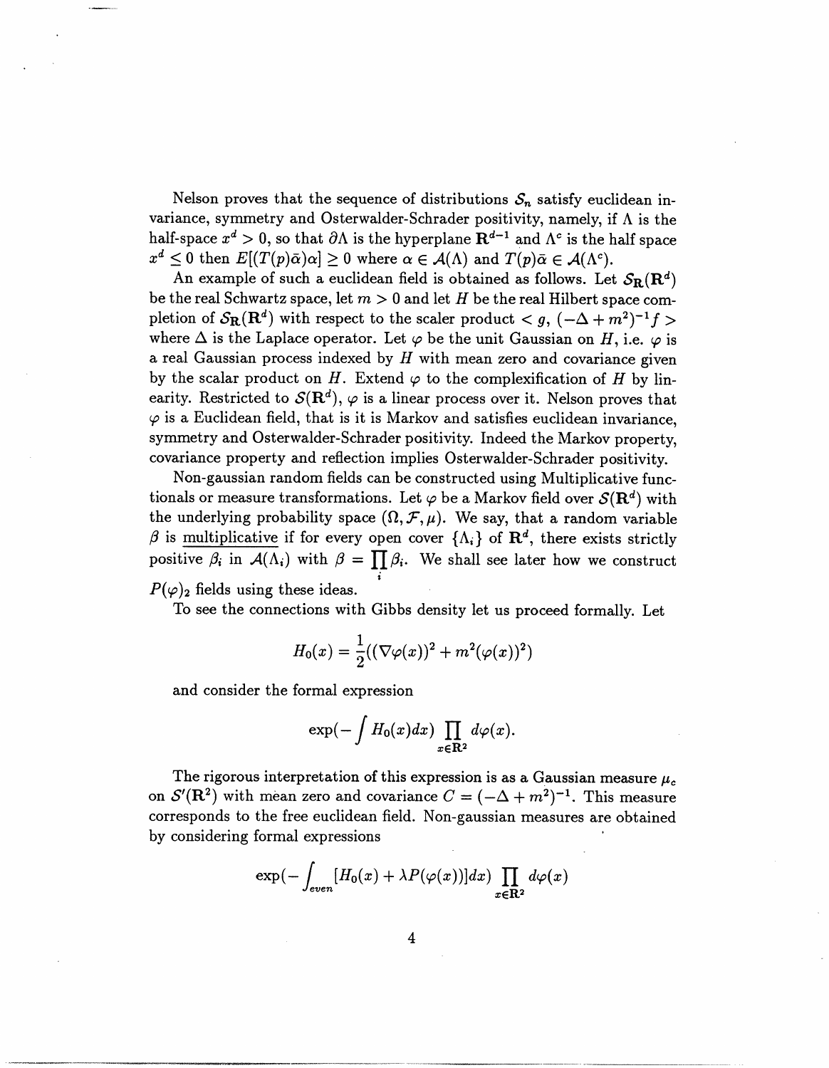Nelson proves that the sequence of distributions $\mathcal{S}_n$ satisfy euclidean invariance, symmetry and Osterwalder-Schrader positivity, namely, if $\Lambda$ is the half-space $x^d > 0$, so that $\partial\Lambda$ is the hyperplane $\mathbf{R}^{d-1}$ and $\Lambda^c$ is the half space $x^d \leq 0$ then $E[(T(p)\bar{\alpha})\alpha] \geq 0$ where $\alpha \in \mathcal{A}(\Lambda)$ and $T(p)\bar{\alpha} \in \mathcal{A}(\Lambda^c)$.

An example of such a euclidean field is obtained as follows. Let $\mathcal{S}_{\mathbf{R}}(\mathbf{R}^d)$ be the real Schwartz space, let $m > 0$ and let $H$ be the real Hilbert space completion of $\mathcal{S}_{\mathbf{R}}(\mathbf{R}^d)$ with respect to the scaler product $< g, (-\Delta + m^2)^{-1} f >$ where $\Delta$ is the Laplace operator. Let $\varphi$ be the unit Gaussian on $H$, i.e. $\varphi$ is a real Gaussian process indexed by $H$ with mean zero and covariance given by the scalar product on $H$. Extend $\varphi$ to the complexification of $H$ by linearity. Restricted to $\mathcal{S}(\mathbf{R}^d)$, $\varphi$ is a linear process over it. Nelson proves that $\varphi$ is a Euclidean field, that is it is Markov and satisfies euclidean invariance, symmetry and Osterwalder-Schrader positivity. Indeed the Markov property, covariance property and reflection implies Osterwalder-Schrader positivity.

Non-gaussian random fields can be constructed using Multiplicative functionals or measure transformations. Let $\varphi$ be a Markov field over $\mathcal{S}(\mathbf{R}^d)$ with the underlying probability space $(\Omega, \mathcal{F}, \mu)$. We say, that a random variable $\beta$ is <u>multiplicative</u> if for every open cover $\{\Lambda_i\}$ of $\mathbf{R}^d$, there exists strictly positive $\beta_i$ in $\mathcal{A}(\Lambda_i)$ with $\beta = \prod_i \beta_i$. We shall see later how we construct $P(\varphi)_2$ fields using these ideas.

To see the connections with Gibbs density let us proceed formally. Let

$$H_0(x) = \frac{1}{2}((\nabla\varphi(x))^2 + m^2(\varphi(x))^2)$$

and consider the formal expression

$$\exp(-\int H_0(x)dx) \prod_{x \in \mathbf{R}^2} d\varphi(x).$$

The rigorous interpretation of this expression is as a Gaussian measure $\mu_c$ on $\mathcal{S}'(\mathbf{R}^2)$ with mean zero and covariance $C = (-\Delta + m^2)^{-1}$. This measure corresponds to the free euclidean field. Non-gaussian measures are obtained by considering formal expressions

$$\exp(-\int_{even} [H_0(x) + \lambda P(\varphi(x))]dx) \prod_{x \in \mathbf{R}^2} d\varphi(x)$$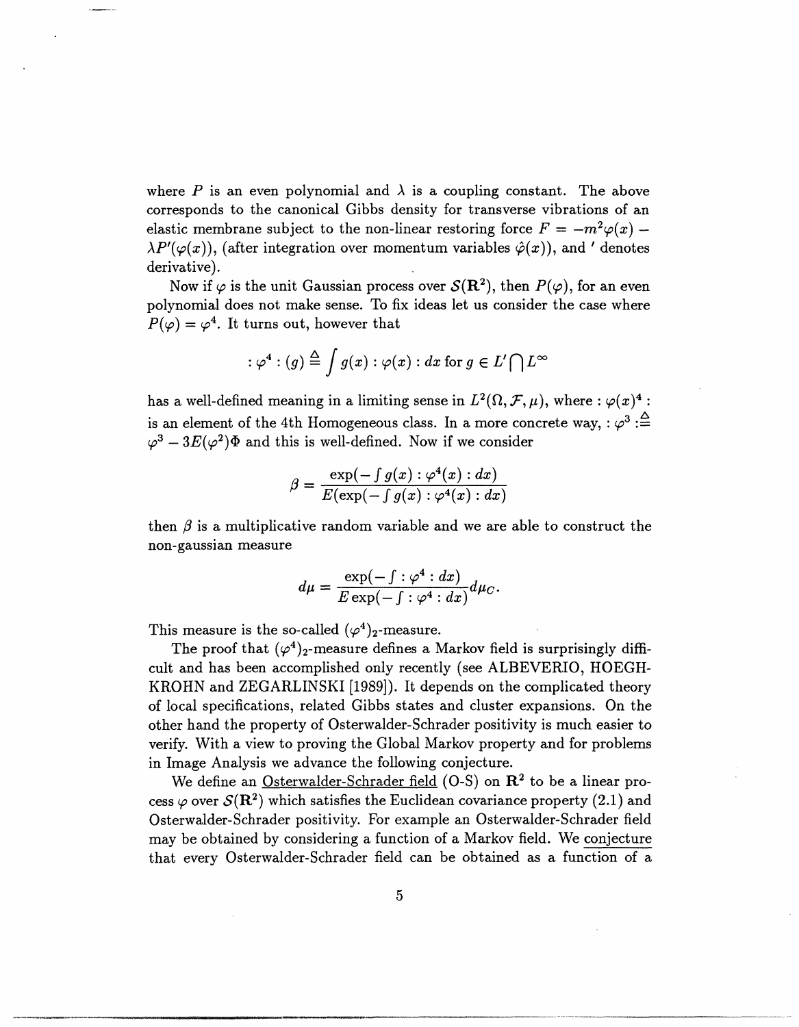where $P$ is an even polynomial and $\lambda$ is a coupling constant. The above corresponds to the canonical Gibbs density for transverse vibrations of an elastic membrane subject to the non-linear restoring force $F = -m^2\varphi(x) - \lambda P'(\varphi(x))$, (after integration over momentum variables $\hat{\varphi}(x)$), and $'$ denotes derivative).

Now if $\varphi$ is the unit Gaussian process over $\mathcal{S}(\mathbf{R}^2)$, then $P(\varphi)$, for an even polynomial does not make sense. To fix ideas let us consider the case where $P(\varphi) = \varphi^4$. It turns out, however that

$$: \varphi^4 : (g) \triangleq \int g(x) : \varphi(x) : dx \text{ for } g \in L' \bigcap L^\infty$$

has a well-defined meaning in a limiting sense in $L^2(\Omega, \mathcal{F}, \mu)$, where $: \varphi(x)^4 :$ is an element of the 4th Homogeneous class. In a more concrete way, $: \varphi^3 : \triangleq \varphi^3 - 3E(\varphi^2)\Phi$ and this is well-defined. Now if we consider

$$\beta = \frac{\exp(-\int g(x) : \varphi^4(x) : dx)}{E(\exp(-\int g(x) : \varphi^4(x) : dx)}$$

then $\beta$ is a multiplicative random variable and we are able to construct the non-gaussian measure

$$d\mu = \frac{\exp(-\int : \varphi^4 : dx)}{E \exp(-\int : \varphi^4 : dx)} d\mu_C.$$

This measure is the so-called $(\varphi^4)_2$-measure.

The proof that $(\varphi^4)_2$-measure defines a Markov field is surprisingly difficult and has been accomplished only recently (see ALBEVERIO, HOEGH-KROHN and ZEGARLINSKI [1989]). It depends on the complicated theory of local specifications, related Gibbs states and cluster expansions. On the other hand the property of Osterwalder-Schrader positivity is much easier to verify. With a view to proving the Global Markov property and for problems in Image Analysis we advance the following conjecture.

We define an Osterwalder-Schrader field (O-S) on $\mathbf{R}^2$ to be a linear process $\varphi$ over $\mathcal{S}(\mathbf{R}^2)$ which satisfies the Euclidean covariance property (2.1) and Osterwalder-Schrader positivity. For example an Osterwalder-Schrader field may be obtained by considering a function of a Markov field. We conjecture that every Osterwalder-Schrader field can be obtained as a function of a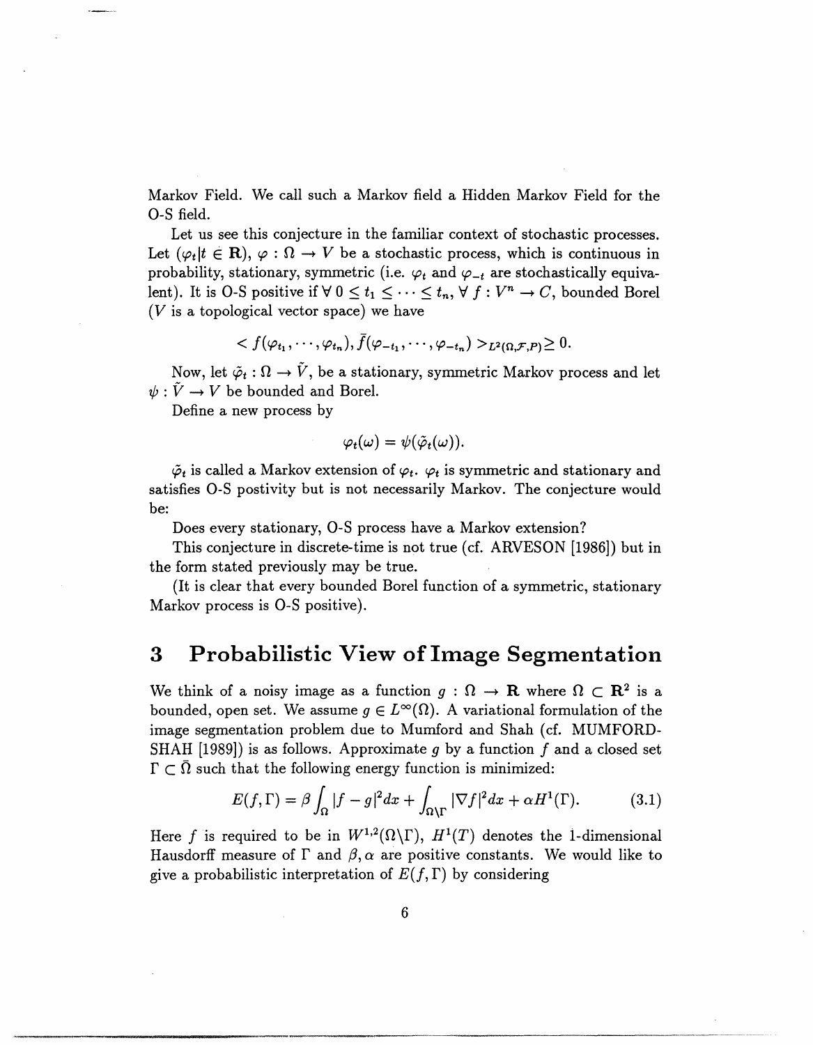Markov Field. We call such a Markov field a Hidden Markov Field for the O-S field.

Let us see this conjecture in the familiar context of stochastic processes. Let $(\varphi_t | t \in \mathbf{R})$, $\varphi : \Omega \to V$ be a stochastic process, which is continuous in probability, stationary, symmetric (i.e. $\varphi_t$ and $\varphi_{-t}$ are stochastically equivalent). It is O-S positive if $\forall\, 0 \le t_1 \le \cdots \le t_n$, $\forall\, f : V^n \to C$, bounded Borel ($V$ is a topological vector space) we have

$$< f(\varphi_{t_1}, \cdots, \varphi_{t_n}), \bar{f}(\varphi_{-t_1}, \cdots, \varphi_{-t_n}) >_{L^2(\Omega, \mathcal{F}, P)} \ge 0.$$

Now, let $\tilde{\varphi}_t : \Omega \to \tilde{V}$, be a stationary, symmetric Markov process and let $\psi : \tilde{V} \to V$ be bounded and Borel.

Define a new process by

$$\varphi_t(\omega) = \psi(\tilde{\varphi}_t(\omega)).$$

$\tilde{\varphi}_t$ is called a Markov extension of $\varphi_t$. $\varphi_t$ is symmetric and stationary and satisfies O-S postivity but is not necessarily Markov. The conjecture would be:

Does every stationary, O-S process have a Markov extension?

This conjecture in discrete-time is not true (cf. ARVESON [1986]) but in the form stated previously may be true.

(It is clear that every bounded Borel function of a symmetric, stationary Markov process is O-S positive).

# 3 Probabilistic View of Image Segmentation

We think of a noisy image as a function $g : \Omega \to \mathbf{R}$ where $\Omega \subset \mathbf{R}^2$ is a bounded, open set. We assume $g \in L^\infty(\Omega)$. A variational formulation of the image segmentation problem due to Mumford and Shah (cf. MUMFORD-SHAH [1989]) is as follows. Approximate $g$ by a function $f$ and a closed set $\Gamma \subset \bar{\Omega}$ such that the following energy function is minimized:

$$E(f, \Gamma) = \beta \int_\Omega |f - g|^2 dx + \int_{\Omega \setminus \Gamma} |\nabla f|^2 dx + \alpha H^1(\Gamma). \tag{3.1}$$

Here $f$ is required to be in $W^{1,2}(\Omega \setminus \Gamma)$, $H^1(T)$ denotes the 1-dimensional Hausdorff measure of $\Gamma$ and $\beta, \alpha$ are positive constants. We would like to give a probabilistic interpretation of $E(f, \Gamma)$ by considering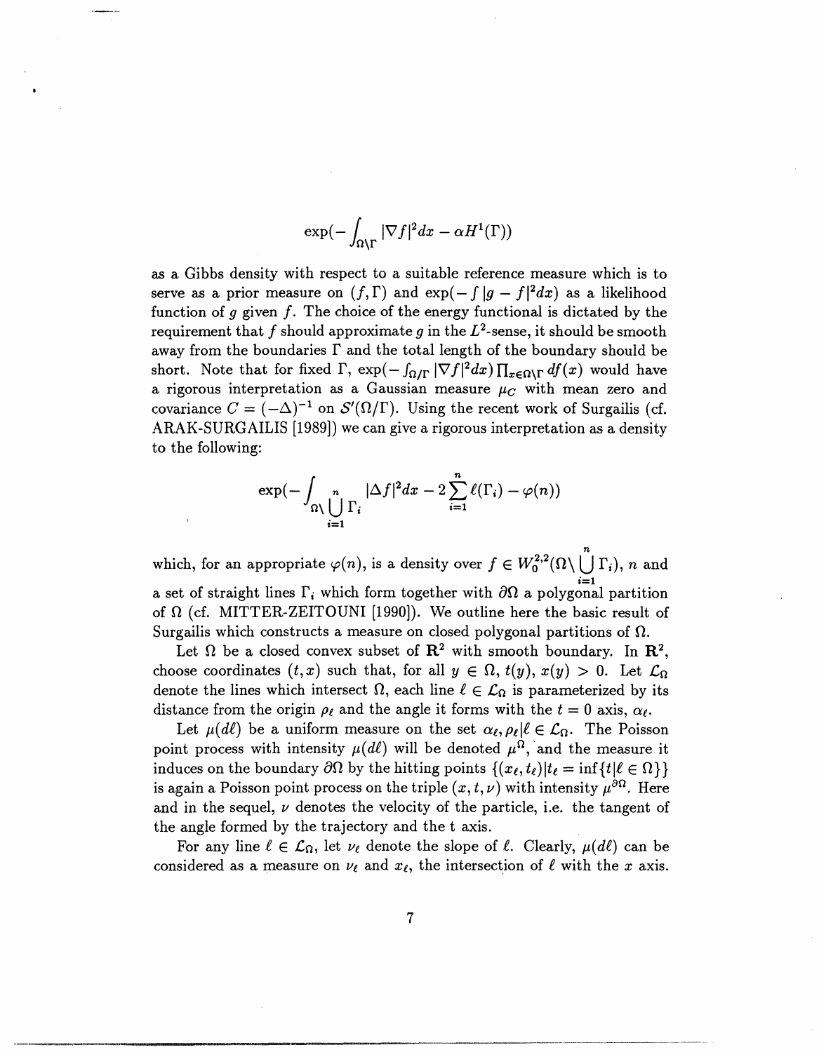$$\exp(-\int_{\Omega\setminus\Gamma} |\nabla f|^2 dx - \alpha H^1(\Gamma))$$

as a Gibbs density with respect to a suitable reference measure which is to serve as a prior measure on $(f, \Gamma)$ and $\exp(-\int |g - f|^2 dx)$ as a likelihood function of $g$ given $f$. The choice of the energy functional is dictated by the requirement that $f$ should approximate $g$ in the $L^2$-sense, it should be smooth away from the boundaries $\Gamma$ and the total length of the boundary should be short. Note that for fixed $\Gamma$, $\exp(-\int_{\Omega/\Gamma} |\nabla f|^2 dx) \prod_{x\in\Omega\setminus\Gamma} df(x)$ would have a rigorous interpretation as a Gaussian measure $\mu_C$ with mean zero and covariance $C = (-\Delta)^{-1}$ on $\mathcal{S}'(\Omega/\Gamma)$. Using the recent work of Surgailis (cf. ARAK-SURGAILIS [1989]) we can give a rigorous interpretation as a density to the following:

$$\exp(-\int_{\Omega\setminus\bigcup_{i=1}^{n}\Gamma_i} |\Delta f|^2 dx - 2\sum_{i=1}^{n} \ell(\Gamma_i) - \varphi(n))$$

which, for an appropriate $\varphi(n)$, is a density over $f \in W_0^{2,2}(\Omega\setminus\bigcup_{i=1}^{n}\Gamma_i)$, $n$ and a set of straight lines $\Gamma_i$ which form together with $\partial\Omega$ a polygonal partition of $\Omega$ (cf. MITTER-ZEITOUNI [1990]). We outline here the basic result of Surgailis which constructs a measure on closed polygonal partitions of $\Omega$.

Let $\Omega$ be a closed convex subset of $\mathbf{R}^2$ with smooth boundary. In $\mathbf{R}^2$, choose coordinates $(t, x)$ such that, for all $y \in \Omega$, $t(y), x(y) > 0$. Let $\mathcal{L}_\Omega$ denote the lines which intersect $\Omega$, each line $\ell \in \mathcal{L}_\Omega$ is parameterized by its distance from the origin $\rho_\ell$ and the angle it forms with the $t = 0$ axis, $\alpha_\ell$.

Let $\mu(d\ell)$ be a uniform measure on the set $\alpha_\ell, \rho_\ell | \ell \in \mathcal{L}_\Omega$. The Poisson point process with intensity $\mu(d\ell)$ will be denoted $\mu^\Omega$, and the measure it induces on the boundary $\partial\Omega$ by the hitting points $\{(x_\ell, t_\ell) | t_\ell = \inf\{t | \ell \in \Omega\}\}$ is again a Poisson point process on the triple $(x, t, \nu)$ with intensity $\mu^{\partial\Omega}$. Here and in the sequel, $\nu$ denotes the velocity of the particle, i.e. the tangent of the angle formed by the trajectory and the t axis.

For any line $\ell \in \mathcal{L}_\Omega$, let $\nu_\ell$ denote the slope of $\ell$. Clearly, $\mu(d\ell)$ can be considered as a measure on $\nu_\ell$ and $x_\ell$, the intersection of $\ell$ with the $x$ axis.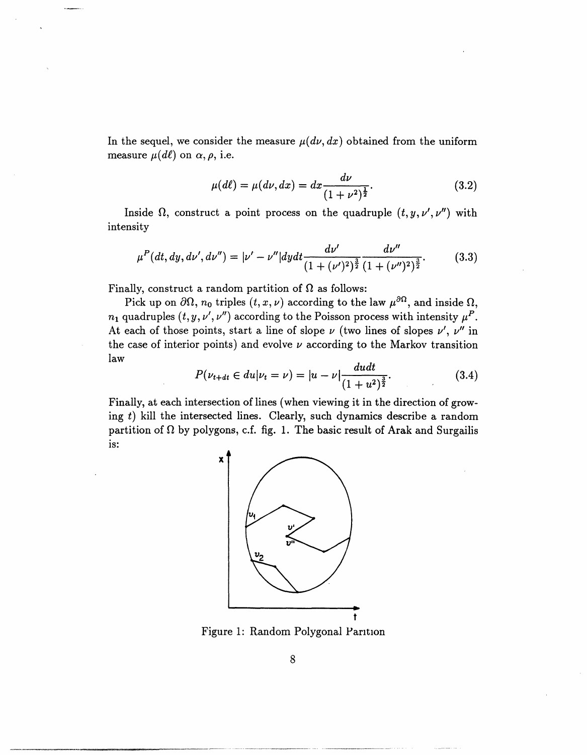In the sequel, we consider the measure $\mu(d\nu, dx)$ obtained from the uniform measure $\mu(d\ell)$ on $\alpha, \rho$, i.e.

$$\mu(d\ell) = \mu(d\nu, dx) = dx \frac{d\nu}{(1+\nu^2)^{\frac{1}{2}}}. \tag{3.2}$$

Inside $\Omega$, construct a point process on the quadruple $(t, y, \nu', \nu'')$ with intensity

$$\mu^P(dt, dy, d\nu', d\nu'') = |\nu' - \nu''| dy dt \frac{d\nu'}{(1+(\nu')^2)^{\frac{3}{2}}} \frac{d\nu''}{(1+(\nu'')^2)^{\frac{3}{2}}}. \tag{3.3}$$

Finally, construct a random partition of $\Omega$ as follows:

Pick up on $\partial\Omega$, $n_0$ triples $(t, x, \nu)$ according to the law $\mu^{\partial\Omega}$, and inside $\Omega$, $n_1$ quadruples $(t, y, \nu', \nu'')$ according to the Poisson process with intensity $\mu^P$. At each of those points, start a line of slope $\nu$ (two lines of slopes $\nu'$, $\nu''$ in the case of interior points) and evolve $\nu$ according to the Markov transition law

$$P(\nu_{t+dt} \in du | \nu_t = \nu) = |u - \nu| \frac{du dt}{(1+u^2)^{\frac{3}{2}}}. \tag{3.4}$$

Finally, at each intersection of lines (when viewing it in the direction of growing $t$) kill the intersected lines. Clearly, such dynamics describe a random partition of $\Omega$ by polygons, c.f. fig. 1. The basic result of Arak and Surgailis is:

Figure 1: Random Polygonal Partition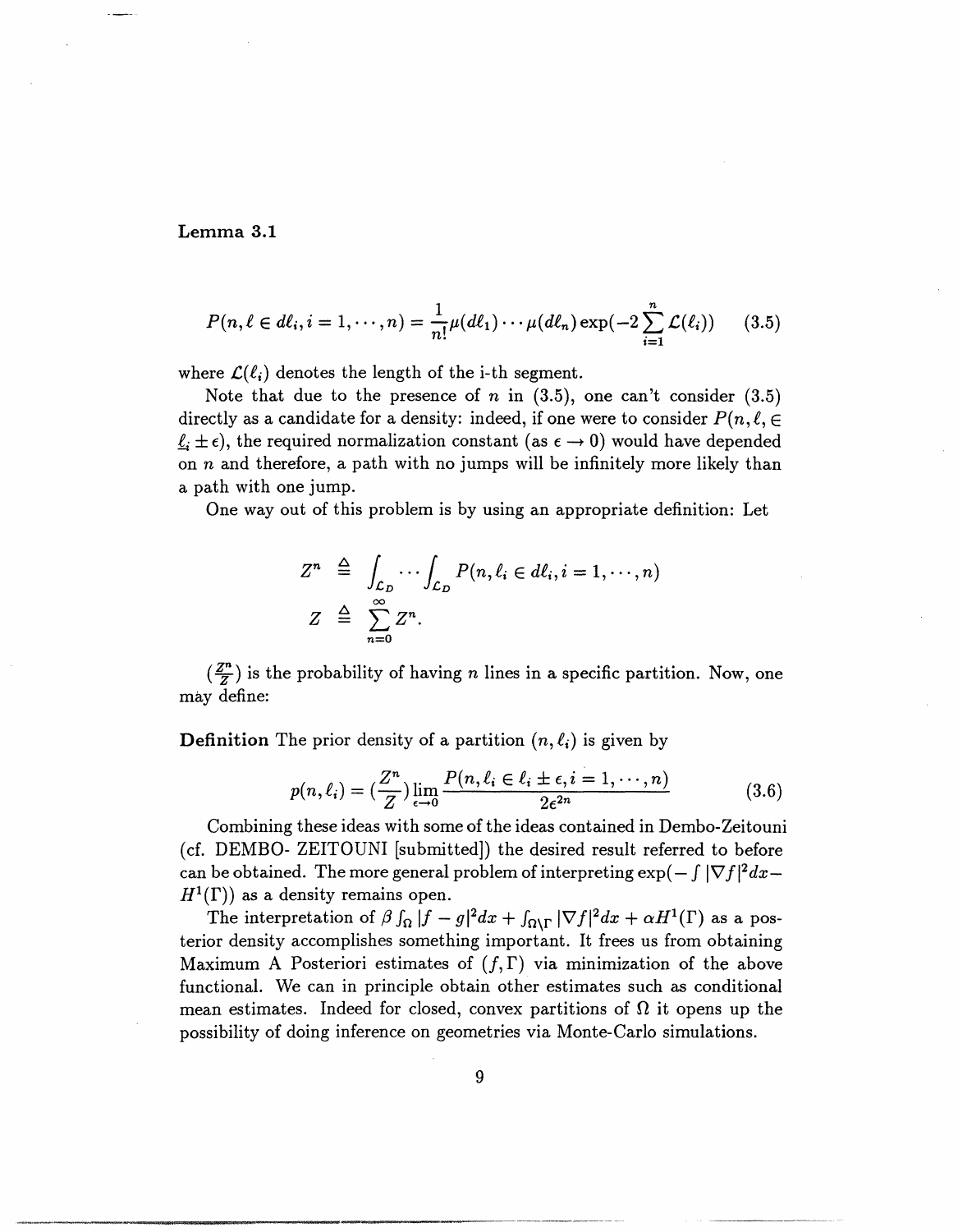**Lemma 3.1**

$$P(n, \ell \in d\ell_i, i = 1, \cdots, n) = \frac{1}{n!}\mu(d\ell_1)\cdots\mu(d\ell_n)\exp(-2\sum_{i=1}^{n}\mathcal{L}(\ell_i)) \tag{3.5}$$

where $\mathcal{L}(\ell_i)$ denotes the length of the i-th segment.

Note that due to the presence of $n$ in (3.5), one can't consider (3.5) directly as a candidate for a density: indeed, if one were to consider $P(n, \ell, \in \underline{\ell}_i \pm \epsilon)$, the required normalization constant (as $\epsilon \to 0$) would have depended on $n$ and therefore, a path with no jumps will be infinitely more likely than a path with one jump.

One way out of this problem is by using an appropriate definition: Let

$$\begin{aligned} Z^n &\triangleq \int_{\mathcal{L}_D}\cdots\int_{\mathcal{L}_D} P(n, \ell_i \in d\ell_i, i = 1, \cdots, n) \\ Z &\triangleq \sum_{n=0}^{\infty} Z^n. \end{aligned}$$

$(\frac{Z^n}{Z})$ is the probability of having $n$ lines in a specific partition. Now, one may define:

**Definition** The prior density of a partition $(n, \ell_i)$ is given by

$$p(n, \ell_i) = (\frac{Z^n}{Z})\lim_{\epsilon \to 0}\frac{P(n, \ell_i \in \ell_i \pm \epsilon, i = 1, \cdots, n)}{2\epsilon^{2n}} \tag{3.6}$$

Combining these ideas with some of the ideas contained in Dembo-Zeitouni (cf. DEMBO- ZEITOUNI [submitted]) the desired result referred to before can be obtained. The more general problem of interpreting $\exp(-\int|\nabla f|^2 dx - H^1(\Gamma))$ as a density remains open.

The interpretation of $\beta\int_\Omega|f - g|^2 dx + \int_{\Omega\setminus\Gamma}|\nabla f|^2 dx + \alpha H^1(\Gamma)$ as a posterior density accomplishes something important. It frees us from obtaining Maximum A Posteriori estimates of $(f, \Gamma)$ via minimization of the above functional. We can in principle obtain other estimates such as conditional mean estimates. Indeed for closed, convex partitions of $\Omega$ it opens up the possibility of doing inference on geometries via Monte-Carlo simulations.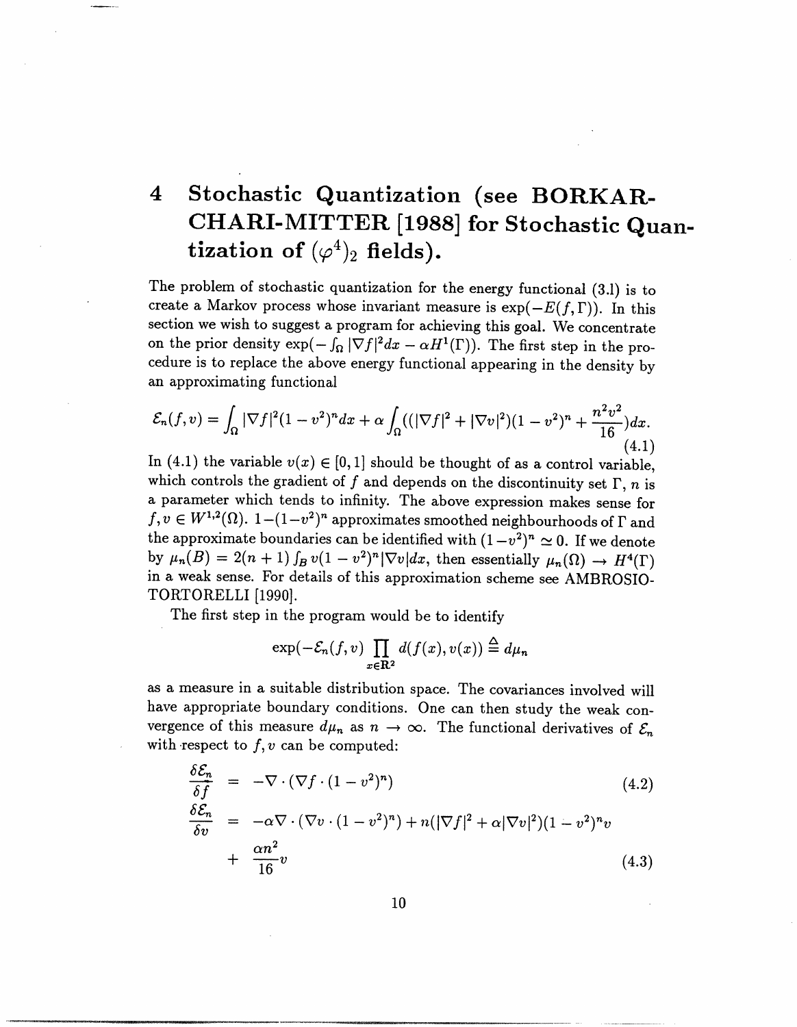# 4 Stochastic Quantization (see BORKAR-CHARI-MITTER [1988] for Stochastic Quantization of $(\varphi^4)_2$ fields).

The problem of stochastic quantization for the energy functional (3.1) is to create a Markov process whose invariant measure is $\exp(-E(f,\Gamma))$. In this section we wish to suggest a program for achieving this goal. We concentrate on the prior density $\exp(-\int_\Omega |\nabla f|^2 dx - \alpha H^1(\Gamma))$. The first step in the procedure is to replace the above energy functional appearing in the density by an approximating functional

$$\mathcal{E}_n(f,v) = \int_\Omega |\nabla f|^2 (1-v^2)^n dx + \alpha \int_\Omega ((|\nabla f|^2 + |\nabla v|^2)(1-v^2)^n + \frac{n^2 v^2}{16}) dx. \tag{4.1}$$

In (4.1) the variable $v(x) \in [0,1]$ should be thought of as a control variable, which controls the gradient of $f$ and depends on the discontinuity set $\Gamma$, $n$ is a parameter which tends to infinity. The above expression makes sense for $f, v \in W^{1,2}(\Omega)$. $1-(1-v^2)^n$ approximates smoothed neighbourhoods of $\Gamma$ and the approximate boundaries can be identified with $(1-v^2)^n \simeq 0$. If we denote by $\mu_n(B) = 2(n+1)\int_B v(1-v^2)^n |\nabla v| dx$, then essentially $\mu_n(\Omega) \to H^4(\Gamma)$ in a weak sense. For details of this approximation scheme see AMBROSIO-TORTORELLI [1990].

The first step in the program would be to identify

$$\exp(-\mathcal{E}_n(f,v) \prod_{x\in\mathbf{R}^2} d(f(x), v(x)) \triangleq d\mu_n$$

as a measure in a suitable distribution space. The covariances involved will have appropriate boundary conditions. One can then study the weak convergence of this measure $d\mu_n$ as $n \to \infty$. The functional derivatives of $\mathcal{E}_n$ with respect to $f, v$ can be computed:

$$\frac{\delta \mathcal{E}_n}{\delta f} = -\nabla \cdot (\nabla f \cdot (1-v^2)^n) \tag{4.2}$$

$$\frac{\delta \mathcal{E}_n}{\delta v} = -\alpha \nabla \cdot (\nabla v \cdot (1-v^2)^n) + n(|\nabla f|^2 + \alpha |\nabla v|^2)(1-v^2)^n v + \frac{\alpha n^2}{16} v \tag{4.3}$$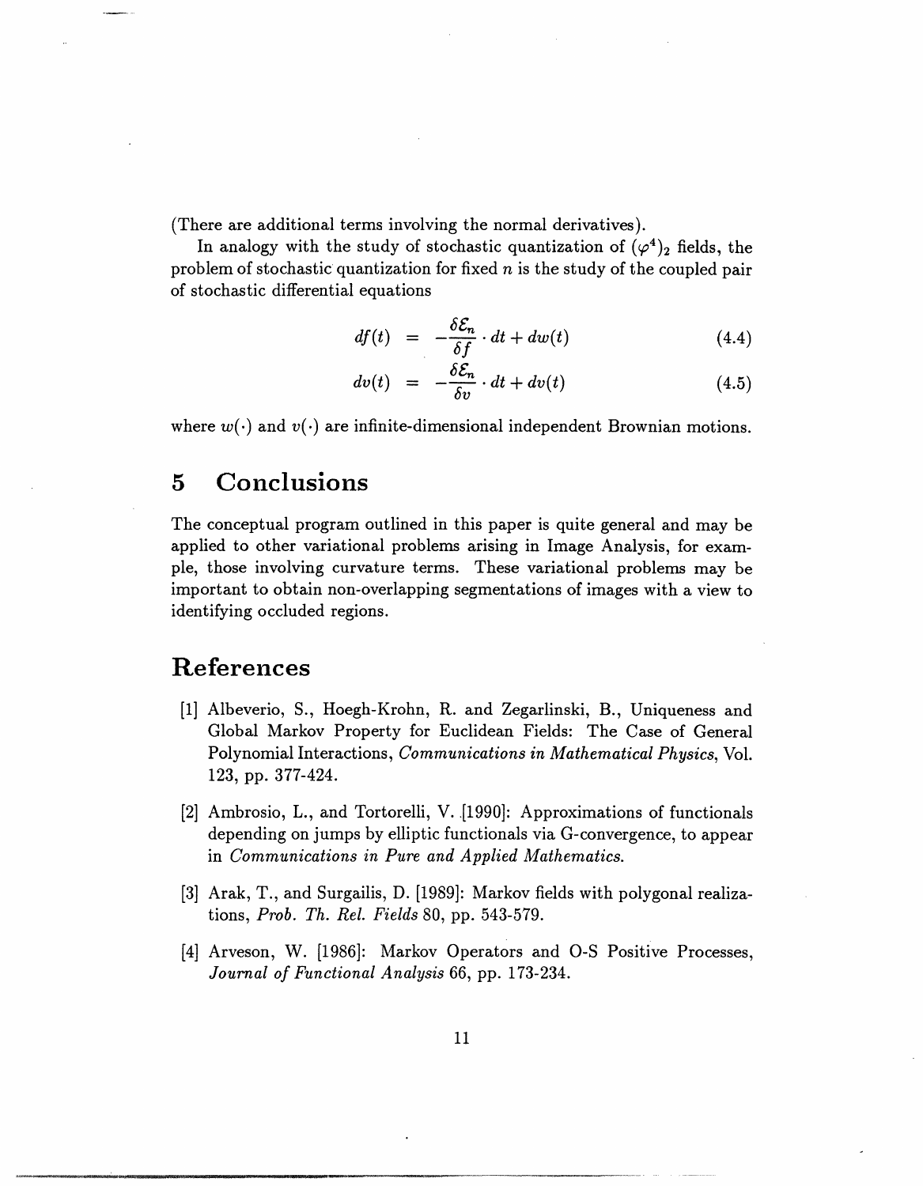(There are additional terms involving the normal derivatives).

In analogy with the study of stochastic quantization of $(\varphi^4)_2$ fields, the problem of stochastic quantization for fixed $n$ is the study of the coupled pair of stochastic differential equations

$$df(t) = -\frac{\delta \mathcal{E}_n}{\delta f} \cdot dt + dw(t) \tag{4.4}$$

$$dv(t) = -\frac{\delta \mathcal{E}_n}{\delta v} \cdot dt + dv(t) \tag{4.5}$$

where $w(\cdot)$ and $v(\cdot)$ are infinite-dimensional independent Brownian motions.

# 5 Conclusions

The conceptual program outlined in this paper is quite general and may be applied to other variational problems arising in Image Analysis, for example, those involving curvature terms. These variational problems may be important to obtain non-overlapping segmentations of images with a view to identifying occluded regions.

# References

[1] Albeverio, S., Hoegh-Krohn, R. and Zegarlinski, B., Uniqueness and Global Markov Property for Euclidean Fields: The Case of General Polynomial Interactions, *Communications in Mathematical Physics*, Vol. 123, pp. 377-424.

[2] Ambrosio, L., and Tortorelli, V. [1990]: Approximations of functionals depending on jumps by elliptic functionals via G-convergence, to appear in *Communications in Pure and Applied Mathematics.*

[3] Arak, T., and Surgailis, D. [1989]: Markov fields with polygonal realizations, *Prob. Th. Rel. Fields* 80, pp. 543-579.

[4] Arveson, W. [1986]: Markov Operators and O-S Positive Processes, *Journal of Functional Analysis* 66, pp. 173-234.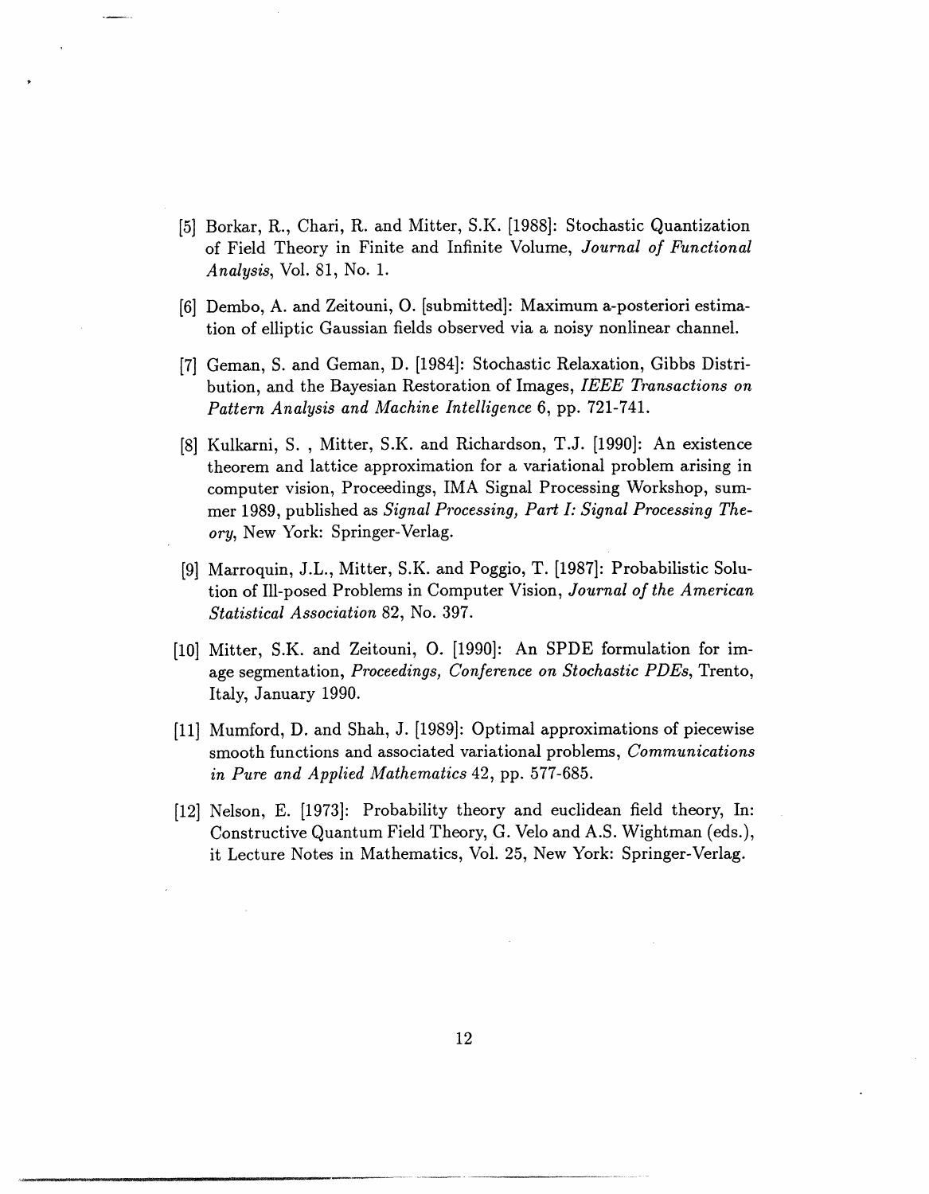[5] Borkar, R., Chari, R. and Mitter, S.K. [1988]: Stochastic Quantization of Field Theory in Finite and Infinite Volume, *Journal of Functional Analysis*, Vol. 81, No. 1.

[6] Dembo, A. and Zeitouni, O. [submitted]: Maximum a-posteriori estimation of elliptic Gaussian fields observed via a noisy nonlinear channel.

[7] Geman, S. and Geman, D. [1984]: Stochastic Relaxation, Gibbs Distribution, and the Bayesian Restoration of Images, *IEEE Transactions on Pattern Analysis and Machine Intelligence* 6, pp. 721-741.

[8] Kulkarni, S. , Mitter, S.K. and Richardson, T.J. [1990]: An existence theorem and lattice approximation for a variational problem arising in computer vision, Proceedings, IMA Signal Processing Workshop, summer 1989, published as *Signal Processing, Part I: Signal Processing Theory*, New York: Springer-Verlag.

[9] Marroquin, J.L., Mitter, S.K. and Poggio, T. [1987]: Probabilistic Solution of Ill-posed Problems in Computer Vision, *Journal of the American Statistical Association* 82, No. 397.

[10] Mitter, S.K. and Zeitouni, O. [1990]: An SPDE formulation for image segmentation, *Proceedings, Conference on Stochastic PDEs*, Trento, Italy, January 1990.

[11] Mumford, D. and Shah, J. [1989]: Optimal approximations of piecewise smooth functions and associated variational problems, *Communications in Pure and Applied Mathematics* 42, pp. 577-685.

[12] Nelson, E. [1973]: Probability theory and euclidean field theory, In: Constructive Quantum Field Theory, G. Velo and A.S. Wightman (eds.), it Lecture Notes in Mathematics, Vol. 25, New York: Springer-Verlag.